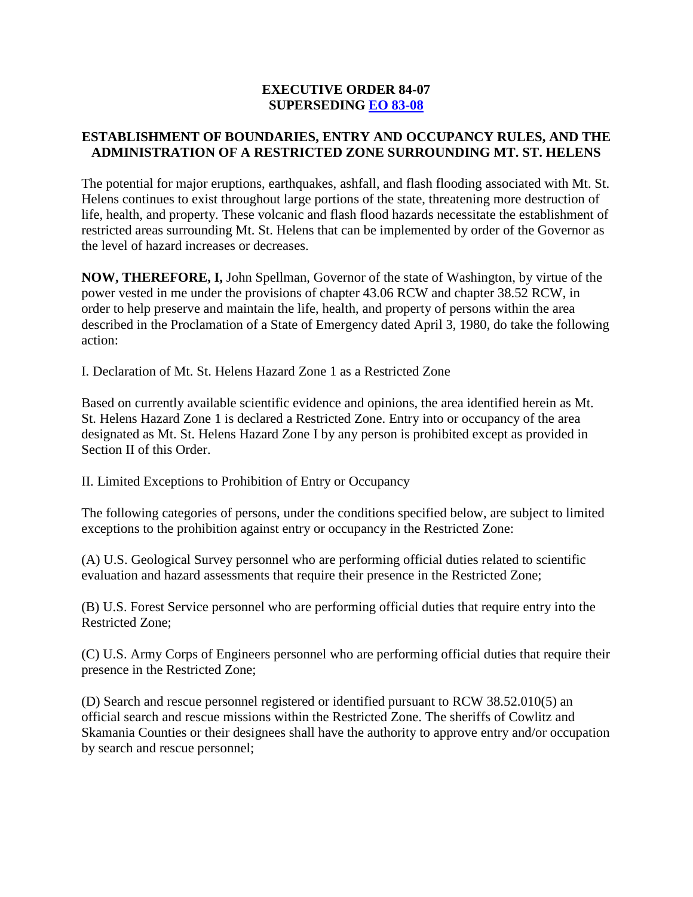# EXECUTIVE ORDER 84-07
## SUPERSEDING [EO 83-08]

## ESTABLISHMENT OF BOUNDARIES, ENTRY AND OCCUPANCY RULES, AND THE ADMINISTRATION OF A RESTRICTED ZONE SURROUNDING MT. ST. HELENS

The potential for major eruptions, earthquakes, ashfall, and flash flooding associated with Mt. St. Helens continues to exist throughout large portions of the state, threatening more destruction of life, health, and property. These volcanic and flash flood hazards necessitate the establishment of restricted areas surrounding Mt. St. Helens that can be implemented by order of the Governor as the level of hazard increases or decreases.

**NOW, THEREFORE, I,** John Spellman, Governor of the state of Washington, by virtue of the power vested in me under the provisions of chapter 43.06 RCW and chapter 38.52 RCW, in order to help preserve and maintain the life, health, and property of persons within the area described in the Proclamation of a State of Emergency dated April 3, 1980, do take the following action:

I. Declaration of Mt. St. Helens Hazard Zone 1 as a Restricted Zone

Based on currently available scientific evidence and opinions, the area identified herein as Mt. St. Helens Hazard Zone 1 is declared a Restricted Zone. Entry into or occupancy of the area designated as Mt. St. Helens Hazard Zone I by any person is prohibited except as provided in Section II of this Order.

II. Limited Exceptions to Prohibition of Entry or Occupancy

The following categories of persons, under the conditions specified below, are subject to limited exceptions to the prohibition against entry or occupancy in the Restricted Zone:

(A) U.S. Geological Survey personnel who are performing official duties related to scientific evaluation and hazard assessments that require their presence in the Restricted Zone;

(B) U.S. Forest Service personnel who are performing official duties that require entry into the Restricted Zone;

(C) U.S. Army Corps of Engineers personnel who are performing official duties that require their presence in the Restricted Zone;

(D) Search and rescue personnel registered or identified pursuant to RCW 38.52.010(5) an official search and rescue missions within the Restricted Zone. The sheriffs of Cowlitz and Skamania Counties or their designees shall have the authority to approve entry and/or occupation by search and rescue personnel;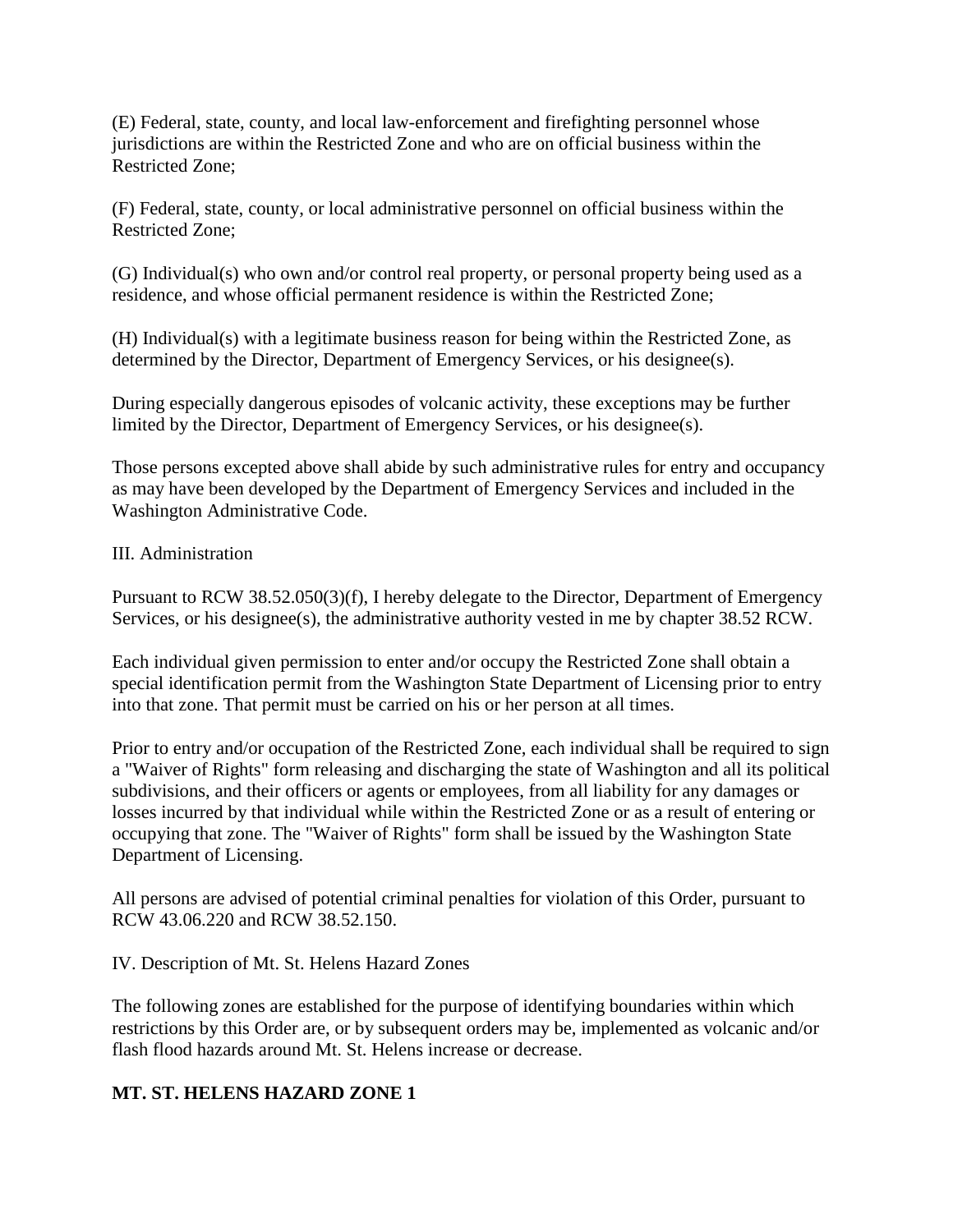(E) Federal, state, county, and local law-enforcement and firefighting personnel whose jurisdictions are within the Restricted Zone and who are on official business within the Restricted Zone;

(F) Federal, state, county, or local administrative personnel on official business within the Restricted Zone;

(G) Individual(s) who own and/or control real property, or personal property being used as a residence, and whose official permanent residence is within the Restricted Zone;

(H) Individual(s) with a legitimate business reason for being within the Restricted Zone, as determined by the Director, Department of Emergency Services, or his designee(s).

During especially dangerous episodes of volcanic activity, these exceptions may be further limited by the Director, Department of Emergency Services, or his designee(s).

Those persons excepted above shall abide by such administrative rules for entry and occupancy as may have been developed by the Department of Emergency Services and included in the Washington Administrative Code.

III. Administration

Pursuant to RCW 38.52.050(3)(f), I hereby delegate to the Director, Department of Emergency Services, or his designee(s), the administrative authority vested in me by chapter 38.52 RCW.

Each individual given permission to enter and/or occupy the Restricted Zone shall obtain a special identification permit from the Washington State Department of Licensing prior to entry into that zone. That permit must be carried on his or her person at all times.

Prior to entry and/or occupation of the Restricted Zone, each individual shall be required to sign a "Waiver of Rights" form releasing and discharging the state of Washington and all its political subdivisions, and their officers or agents or employees, from all liability for any damages or losses incurred by that individual while within the Restricted Zone or as a result of entering or occupying that zone. The "Waiver of Rights" form shall be issued by the Washington State Department of Licensing.

All persons are advised of potential criminal penalties for violation of this Order, pursuant to RCW 43.06.220 and RCW 38.52.150.

IV. Description of Mt. St. Helens Hazard Zones

The following zones are established for the purpose of identifying boundaries within which restrictions by this Order are, or by subsequent orders may be, implemented as volcanic and/or flash flood hazards around Mt. St. Helens increase or decrease.

**MT. ST. HELENS HAZARD ZONE 1**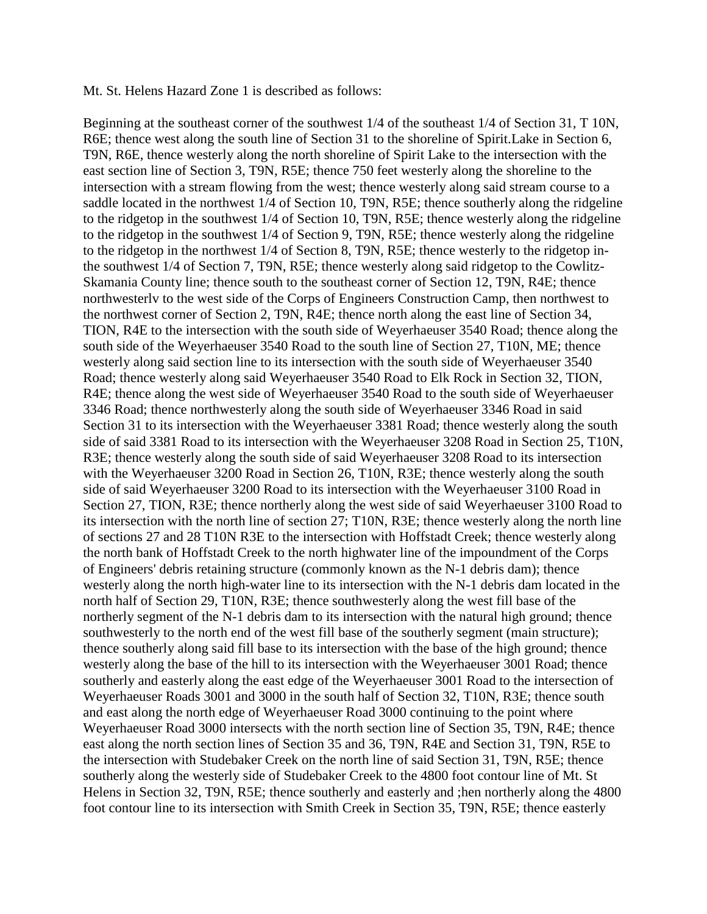Mt. St. Helens Hazard Zone 1 is described as follows:

Beginning at the southeast corner of the southwest 1/4 of the southeast 1/4 of Section 31, T 10N, R6E; thence west along the south line of Section 31 to the shoreline of Spirit.Lake in Section 6, T9N, R6E, thence westerly along the north shoreline of Spirit Lake to the intersection with the east section line of Section 3, T9N, R5E; thence 750 feet westerly along the shoreline to the intersection with a stream flowing from the west; thence westerly along said stream course to a saddle located in the northwest 1/4 of Section 10, T9N, R5E; thence southerly along the ridgeline to the ridgetop in the southwest 1/4 of Section 10, T9N, R5E; thence westerly along the ridgeline to the ridgetop in the southwest 1/4 of Section 9, T9N, R5E; thence westerly along the ridgeline to the ridgetop in the northwest 1/4 of Section 8, T9N, R5E; thence westerly to the ridgetop in-the southwest 1/4 of Section 7, T9N, R5E; thence westerly along said ridgetop to the Cowlitz-Skamania County line; thence south to the southeast corner of Section 12, T9N, R4E; thence northwesterlv to the west side of the Corps of Engineers Construction Camp, then northwest to the northwest corner of Section 2, T9N, R4E; thence north along the east line of Section 34, TION, R4E to the intersection with the south side of Weyerhaeuser 3540 Road; thence along the south side of the Weyerhaeuser 3540 Road to the south line of Section 27, T10N, ME; thence westerly along said section line to its intersection with the south side of Weyerhaeuser 3540 Road; thence westerly along said Weyerhaeuser 3540 Road to Elk Rock in Section 32, TION, R4E; thence along the west side of Weyerhaeuser 3540 Road to the south side of Weyerhaeuser 3346 Road; thence northwesterly along the south side of Weyerhaeuser 3346 Road in said Section 31 to its intersection with the Weyerhaeuser 3381 Road; thence westerly along the south side of said 3381 Road to its intersection with the Weyerhaeuser 3208 Road in Section 25, T10N, R3E; thence westerly along the south side of said Weyerhaeuser 3208 Road to its intersection with the Weyerhaeuser 3200 Road in Section 26, T10N, R3E; thence westerly along the south side of said Weyerhaeuser 3200 Road to its intersection with the Weyerhaeuser 3100 Road in Section 27, TION, R3E; thence northerly along the west side of said Weyerhaeuser 3100 Road to its intersection with the north line of section 27; T10N, R3E; thence westerly along the north line of sections 27 and 28 T10N R3E to the intersection with Hoffstadt Creek; thence westerly along the north bank of Hoffstadt Creek to the north highwater line of the impoundment of the Corps of Engineers' debris retaining structure (commonly known as the N-1 debris dam); thence westerly along the north high-water line to its intersection with the N-1 debris dam located in the north half of Section 29, T10N, R3E; thence southwesterly along the west fill base of the northerly segment of the N-1 debris dam to its intersection with the natural high ground; thence southwesterly to the north end of the west fill base of the southerly segment (main structure); thence southerly along said fill base to its intersection with the base of the high ground; thence westerly along the base of the hill to its intersection with the Weyerhaeuser 3001 Road; thence southerly and easterly along the east edge of the Weyerhaeuser 3001 Road to the intersection of Weyerhaeuser Roads 3001 and 3000 in the south half of Section 32, T10N, R3E; thence south and east along the north edge of Weyerhaeuser Road 3000 continuing to the point where Weyerhaeuser Road 3000 intersects with the north section line of Section 35, T9N, R4E; thence east along the north section lines of Section 35 and 36, T9N, R4E and Section 31, T9N, R5E to the intersection with Studebaker Creek on the north line of said Section 31, T9N, R5E; thence southerly along the westerly side of Studebaker Creek to the 4800 foot contour line of Mt. St Helens in Section 32, T9N, R5E; thence southerly and easterly and ;hen northerly along the 4800 foot contour line to its intersection with Smith Creek in Section 35, T9N, R5E; thence easterly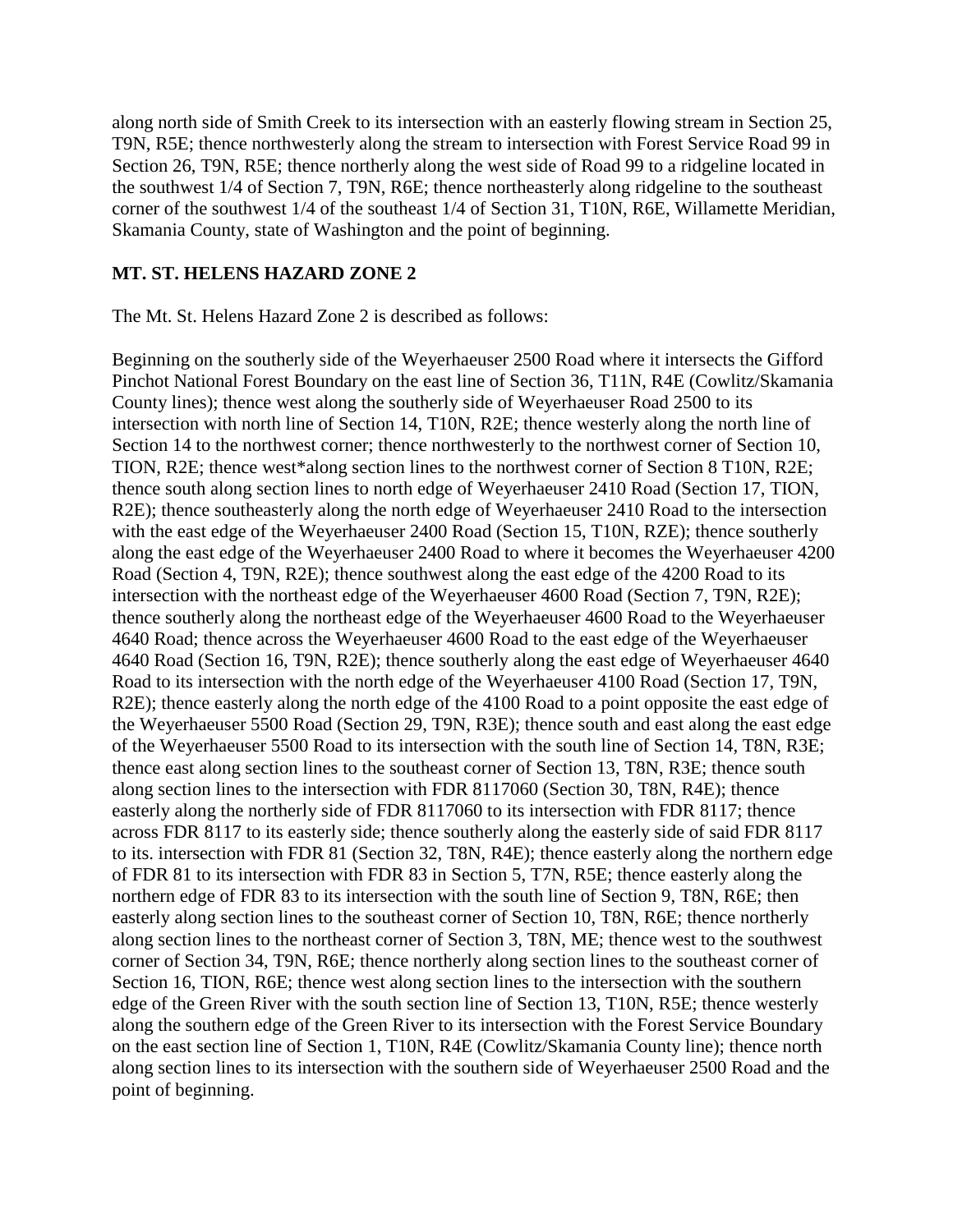along north side of Smith Creek to its intersection with an easterly flowing stream in Section 25, T9N, R5E; thence northwesterly along the stream to intersection with Forest Service Road 99 in Section 26, T9N, R5E; thence northerly along the west side of Road 99 to a ridgeline located in the southwest 1/4 of Section 7, T9N, R6E; thence northeasterly along ridgeline to the southeast corner of the southwest 1/4 of the southeast 1/4 of Section 31, T10N, R6E, Willamette Meridian, Skamania County, state of Washington and the point of beginning.

**MT. ST. HELENS HAZARD ZONE 2**

The Mt. St. Helens Hazard Zone 2 is described as follows:

Beginning on the southerly side of the Weyerhaeuser 2500 Road where it intersects the Gifford Pinchot National Forest Boundary on the east line of Section 36, T11N, R4E (Cowlitz/Skamania County lines); thence west along the southerly side of Weyerhaeuser Road 2500 to its intersection with north line of Section 14, T10N, R2E; thence westerly along the north line of Section 14 to the northwest corner; thence northwesterly to the northwest corner of Section 10, TION, R2E; thence west*along section lines to the northwest corner of Section 8 T10N, R2E; thence south along section lines to north edge of Weyerhaeuser 2410 Road (Section 17, TION, R2E); thence southeasterly along the north edge of Weyerhaeuser 2410 Road to the intersection with the east edge of the Weyerhaeuser 2400 Road (Section 15, T10N, RZE); thence southerly along the east edge of the Weyerhaeuser 2400 Road to where it becomes the Weyerhaeuser 4200 Road (Section 4, T9N, R2E); thence southwest along the east edge of the 4200 Road to its intersection with the northeast edge of the Weyerhaeuser 4600 Road (Section 7, T9N, R2E); thence southerly along the northeast edge of the Weyerhaeuser 4600 Road to the Weyerhaeuser 4640 Road; thence across the Weyerhaeuser 4600 Road to the east edge of the Weyerhaeuser 4640 Road (Section 16, T9N, R2E); thence southerly along the east edge of Weyerhaeuser 4640 Road to its intersection with the north edge of the Weyerhaeuser 4100 Road (Section 17, T9N, R2E); thence easterly along the north edge of the 4100 Road to a point opposite the east edge of the Weyerhaeuser 5500 Road (Section 29, T9N, R3E); thence south and east along the east edge of the Weyerhaeuser 5500 Road to its intersection with the south line of Section 14, T8N, R3E; thence east along section lines to the southeast corner of Section 13, T8N, R3E; thence south along section lines to the intersection with FDR 8117060 (Section 30, T8N, R4E); thence easterly along the northerly side of FDR 8117060 to its intersection with FDR 8117; thence across FDR 8117 to its easterly side; thence southerly along the easterly side of said FDR 8117 to its. intersection with FDR 81 (Section 32, T8N, R4E); thence easterly along the northern edge of FDR 81 to its intersection with FDR 83 in Section 5, T7N, R5E; thence easterly along the northern edge of FDR 83 to its intersection with the south line of Section 9, T8N, R6E; then easterly along section lines to the southeast corner of Section 10, T8N, R6E; thence northerly along section lines to the northeast corner of Section 3, T8N, ME; thence west to the southwest corner of Section 34, T9N, R6E; thence northerly along section lines to the southeast corner of Section 16, TION, R6E; thence west along section lines to the intersection with the southern edge of the Green River with the south section line of Section 13, T10N, R5E; thence westerly along the southern edge of the Green River to its intersection with the Forest Service Boundary on the east section line of Section 1, T10N, R4E (Cowlitz/Skamania County line); thence north along section lines to its intersection with the southern side of Weyerhaeuser 2500 Road and the point of beginning.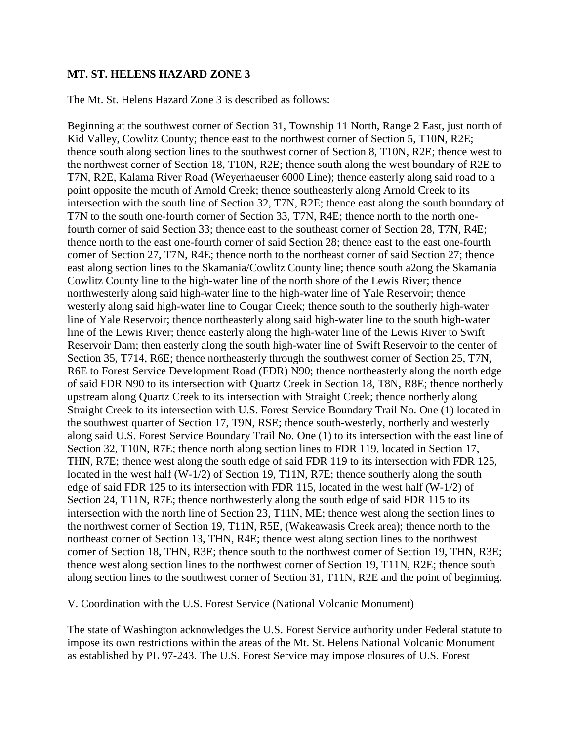**MT. ST. HELENS HAZARD ZONE 3**

The Mt. St. Helens Hazard Zone 3 is described as follows:

Beginning at the southwest corner of Section 31, Township 11 North, Range 2 East, just north of Kid Valley, Cowlitz County; thence east to the northwest corner of Section 5, T10N, R2E; thence south along section lines to the southwest corner of Section 8, T10N, R2E; thence west to the northwest corner of Section 18, T10N, R2E; thence south along the west boundary of R2E to T7N, R2E, Kalama River Road (Weyerhaeuser 6000 Line); thence easterly along said road to a point opposite the mouth of Arnold Creek; thence southeasterly along Arnold Creek to its intersection with the south line of Section 32, T7N, R2E; thence east along the south boundary of T7N to the south one-fourth corner of Section 33, T7N, R4E; thence north to the north one-fourth corner of said Section 33; thence east to the southeast corner of Section 28, T7N, R4E; thence north to the east one-fourth corner of said Section 28; thence east to the east one-fourth corner of Section 27, T7N, R4E; thence north to the northeast corner of said Section 27; thence east along section lines to the Skamania/Cowlitz County line; thence south a2ong the Skamania Cowlitz County line to the high-water line of the north shore of the Lewis River; thence northwesterly along said high-water line to the high-water line of Yale Reservoir; thence westerly along said high-water line to Cougar Creek; thence south to the southerly high-water line of Yale Reservoir; thence northeasterly along said high-water line to the south high-water line of the Lewis River; thence easterly along the high-water line of the Lewis River to Swift Reservoir Dam; then easterly along the south high-water line of Swift Reservoir to the center of Section 35, T714, R6E; thence northeasterly through the southwest corner of Section 25, T7N, R6E to Forest Service Development Road (FDR) N90; thence northeasterly along the north edge of said FDR N90 to its intersection with Quartz Creek in Section 18, T8N, R8E; thence northerly upstream along Quartz Creek to its intersection with Straight Creek; thence northerly along Straight Creek to its intersection with U.S. Forest Service Boundary Trail No. One (1) located in the southwest quarter of Section 17, T9N, RSE; thence south-westerly, northerly and westerly along said U.S. Forest Service Boundary Trail No. One (1) to its intersection with the east line of Section 32, T10N, R7E; thence north along section lines to FDR 119, located in Section 17, THN, R7E; thence west along the south edge of said FDR 119 to its intersection with FDR 125, located in the west half (W-1/2) of Section 19, T11N, R7E; thence southerly along the south edge of said FDR 125 to its intersection with FDR 115, located in the west half (W-1/2) of Section 24, T11N, R7E; thence northwesterly along the south edge of said FDR 115 to its intersection with the north line of Section 23, T11N, ME; thence west along the section lines to the northwest corner of Section 19, T11N, R5E, (Wakeawasis Creek area); thence north to the northeast corner of Section 13, THN, R4E; thence west along section lines to the northwest corner of Section 18, THN, R3E; thence south to the northwest corner of Section 19, THN, R3E; thence west along section lines to the northwest corner of Section 19, T11N, R2E; thence south along section lines to the southwest corner of Section 31, T11N, R2E and the point of beginning.

V. Coordination with the U.S. Forest Service (National Volcanic Monument)

The state of Washington acknowledges the U.S. Forest Service authority under Federal statute to impose its own restrictions within the areas of the Mt. St. Helens National Volcanic Monument as established by PL 97-243. The U.S. Forest Service may impose closures of U.S. Forest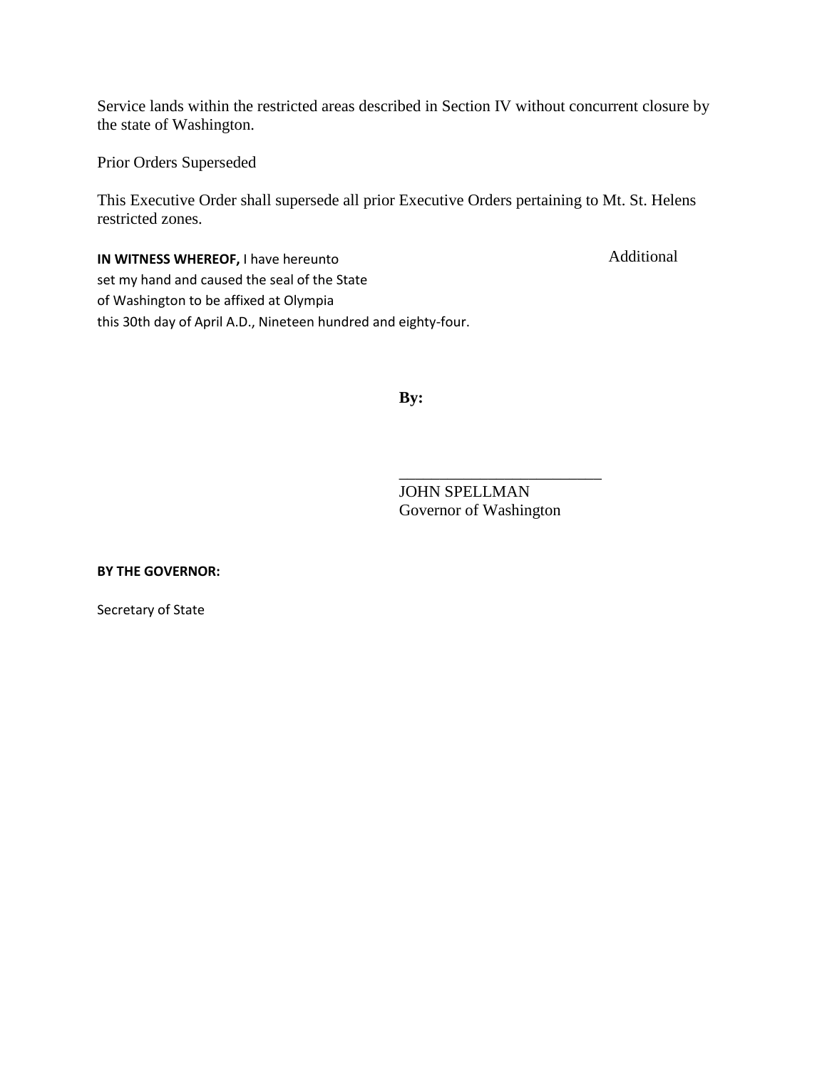Service lands within the restricted areas described in Section IV without concurrent closure by the state of Washington.

Prior Orders Superseded

This Executive Order shall supersede all prior Executive Orders pertaining to Mt. St. Helens restricted zones.

Additional

**IN WITNESS WHEREOF,** I have hereunto set my hand and caused the seal of the State of Washington to be affixed at Olympia this 30th day of April A.D., Nineteen hundred and eighty-four.

**By:**

\_\_\_\_\_\_\_\_\_\_\_\_\_\_\_\_\_\_\_\_\_\_\_\_\_

JOHN SPELLMAN
Governor of Washington

**BY THE GOVERNOR:**

Secretary of State